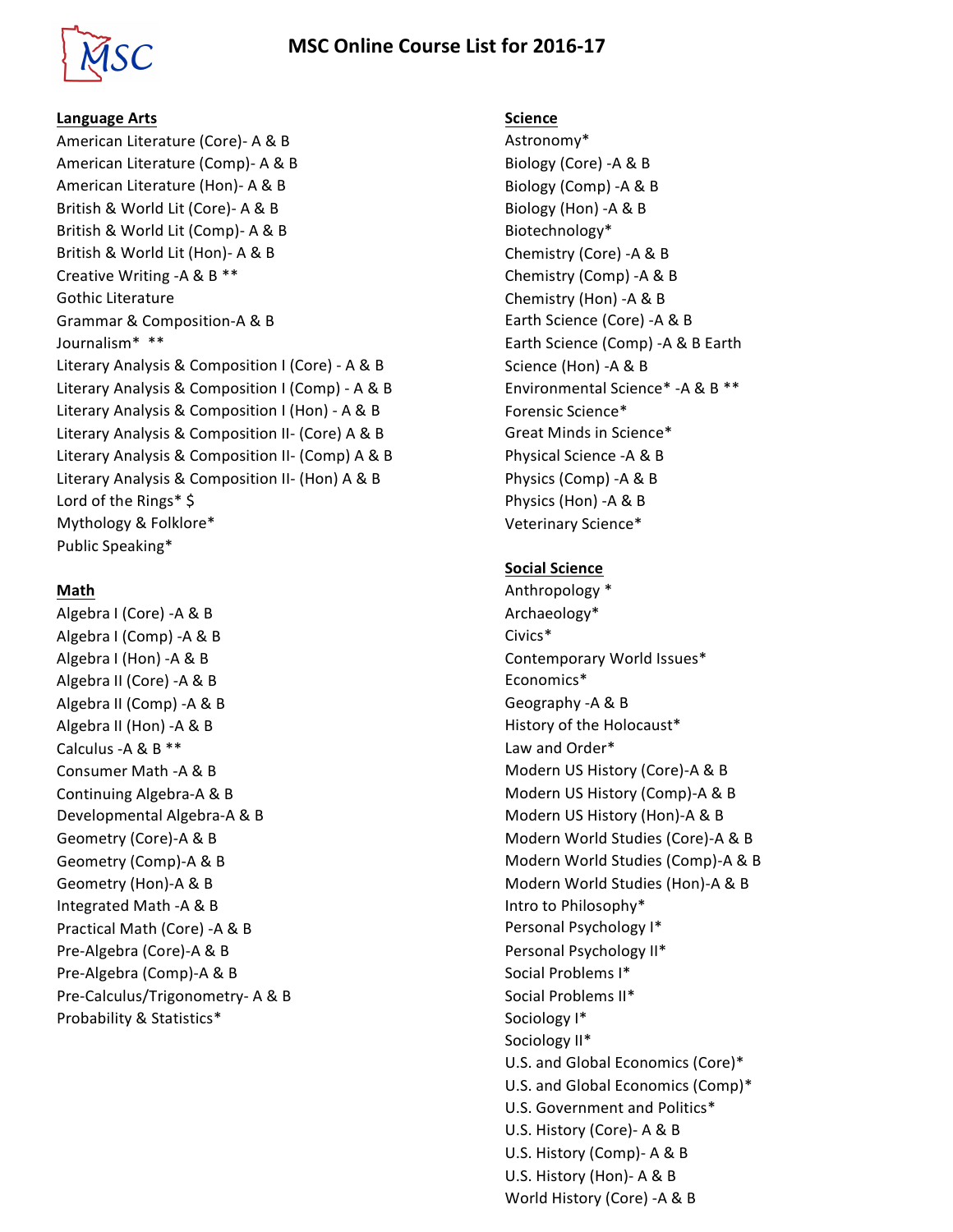# MSC Online Course List for 2016-17

## Language Arts

American Literature (Core)- A & B
American Literature (Comp)- A & B
American Literature (Hon)- A & B
British & World Lit (Core)- A & B
British & World Lit (Comp)- A & B
British & World Lit (Hon)- A & B
Creative Writing -A & B **
Gothic Literature
Grammar & Composition-A & B
Journalism* **
Literary Analysis & Composition I (Core) - A & B
Literary Analysis & Composition I (Comp) - A & B
Literary Analysis & Composition I (Hon) - A & B
Literary Analysis & Composition II- (Core) A & B
Literary Analysis & Composition II- (Comp) A & B
Literary Analysis & Composition II- (Hon) A & B
Lord of the Rings* $
Mythology & Folklore*
Public Speaking*

## Math

Algebra I (Core) -A & B
Algebra I (Comp) -A & B
Algebra I (Hon) -A & B
Algebra II (Core) -A & B
Algebra II (Comp) -A & B
Algebra II (Hon) -A & B
Calculus -A & B **
Consumer Math -A & B
Continuing Algebra-A & B
Developmental Algebra-A & B
Geometry (Core)-A & B
Geometry (Comp)-A & B
Geometry (Hon)-A & B
Integrated Math -A & B
Practical Math (Core) -A & B
Pre-Algebra (Core)-A & B
Pre-Algebra (Comp)-A & B
Pre-Calculus/Trigonometry- A & B
Probability & Statistics*

## Science

Astronomy*
Biology (Core) -A & B
Biology (Comp) -A & B
Biology (Hon) -A & B
Biotechnology*
Chemistry (Core) -A & B
Chemistry (Comp) -A & B
Chemistry (Hon) -A & B
Earth Science (Core) -A & B
Earth Science (Comp) -A & B
Earth Science (Hon) -A & B
Environmental Science* -A & B **
Forensic Science*
Great Minds in Science*
Physical Science -A & B
Physics (Comp) -A & B
Physics (Hon) -A & B
Veterinary Science*

## Social Science

Anthropology *
Archaeology*
Civics*
Contemporary World Issues*
Economics*
Geography -A & B
History of the Holocaust*
Law and Order*
Modern US History (Core)-A & B
Modern US History (Comp)-A & B
Modern US History (Hon)-A & B
Modern World Studies (Core)-A & B
Modern World Studies (Comp)-A & B
Modern World Studies (Hon)-A & B
Intro to Philosophy*
Personal Psychology I*
Personal Psychology II*
Social Problems I*
Social Problems II*
Sociology I*
Sociology II*
U.S. and Global Economics (Core)*
U.S. and Global Economics (Comp)*
U.S. Government and Politics*
U.S. History (Core)- A & B
U.S. History (Comp)- A & B
U.S. History (Hon)- A & B
World History (Core) -A & B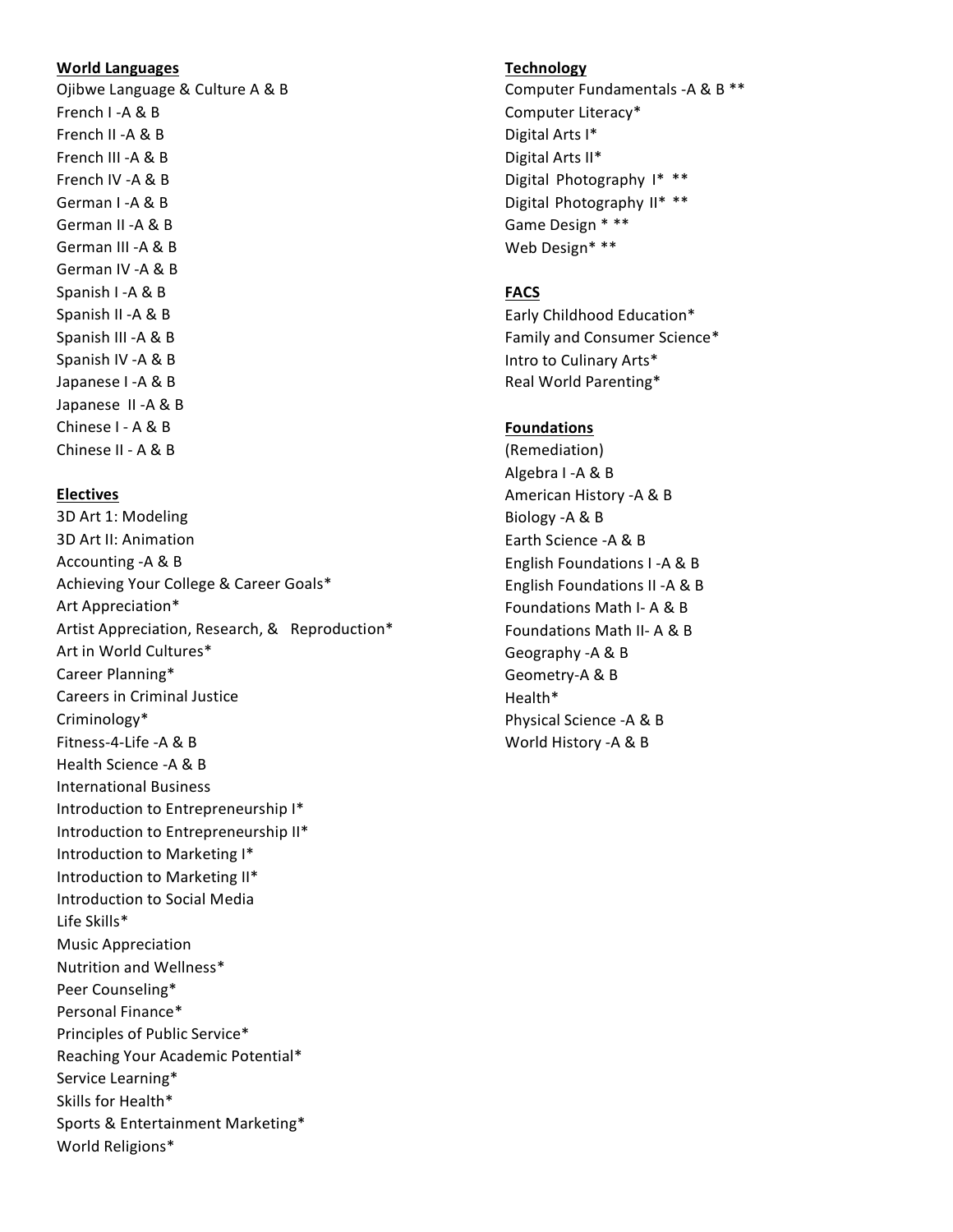**World Languages**

Ojibwe Language & Culture A & B
French I -A & B
French II -A & B
French III -A & B
French IV -A & B
German I -A & B
German II -A & B
German III -A & B
German IV -A & B
Spanish I -A & B
Spanish II -A & B
Spanish III -A & B
Spanish IV -A & B
Japanese I -A & B
Japanese II -A & B
Chinese I - A & B
Chinese II - A & B

**Electives**

3D Art 1: Modeling
3D Art II: Animation
Accounting -A & B
Achieving Your College & Career Goals*
Art Appreciation*
Artist Appreciation, Research, & Reproduction*
Art in World Cultures*
Career Planning*
Careers in Criminal Justice
Criminology*
Fitness-4-Life -A & B
Health Science -A & B
International Business
Introduction to Entrepreneurship I*
Introduction to Entrepreneurship II*
Introduction to Marketing I*
Introduction to Marketing II*
Introduction to Social Media
Life Skills*
Music Appreciation
Nutrition and Wellness*
Peer Counseling*
Personal Finance*
Principles of Public Service*
Reaching Your Academic Potential*
Service Learning*
Skills for Health*
Sports & Entertainment Marketing*
World Religions*

**Technology**

Computer Fundamentals -A & B **
Computer Literacy*
Digital Arts I*
Digital Arts II*
Digital Photography I* **
Digital Photography II* **
Game Design * **
Web Design* **

**FACS**

Early Childhood Education*
Family and Consumer Science*
Intro to Culinary Arts*
Real World Parenting*

**Foundations**

(Remediation)
Algebra I -A & B
American History -A & B
Biology -A & B
Earth Science -A & B
English Foundations I -A & B
English Foundations II -A & B
Foundations Math I- A & B
Foundations Math II- A & B
Geography -A & B
Geometry-A & B
Health*
Physical Science -A & B
World History -A & B